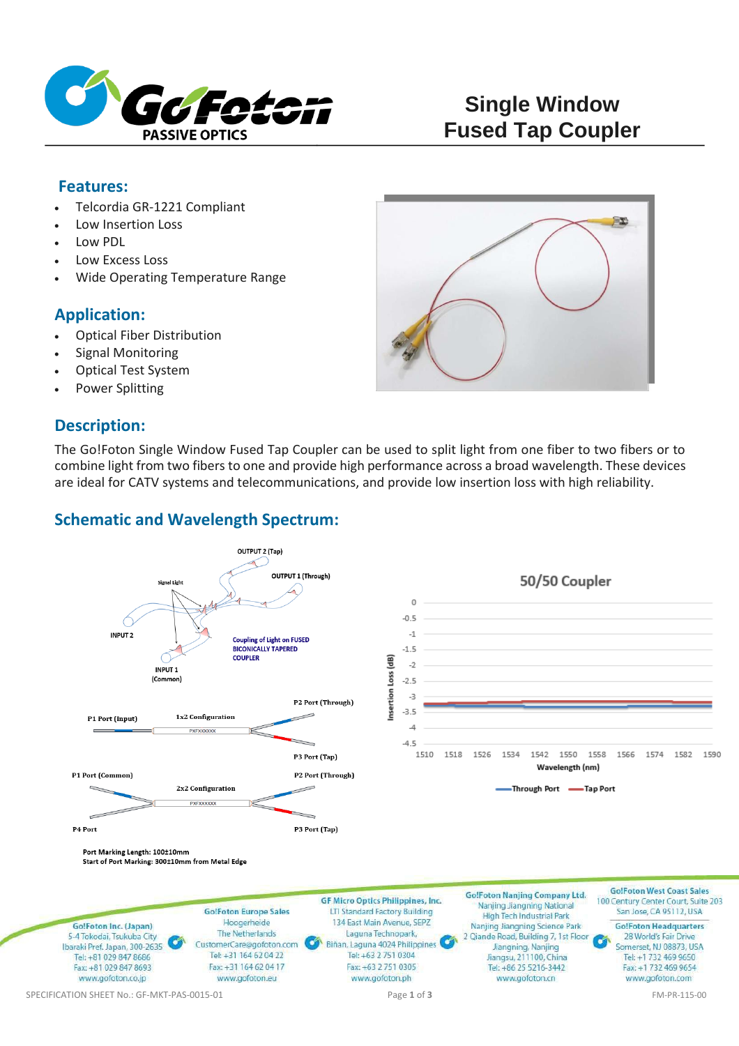# Single Window Fused Tap Coupler

## Features:

- Telcordia GR-1221 Compliant
- Low Insertion Loss
- Low PDL
- Low Excess Loss
- Wide Operating Temperature Range

## Application:

- Optical Fiber Distribution
- Signal Monitoring
- Optical Test System
- Power Splitting

## Description:

The Go!Foton Single Window Fused Tap Coupler can be used to split light from one fiber to two fibers or to combine light from two fibers to one and provide high performance across a broad wavelength. These devices are ideal for CATV systems and telecommunications, and provide low insertion loss with high reliability.

## Schematic and Wavelength Spectrum:

Port Marking Length: 100±10mm
Start of Port Marking: 300±10mm from Metal Edge

**Go!Foton Inc. (Japan)**
5-4 Tokodai, Tsukuba City
Ibaraki Pref. Japan, 300-2635
Tel: +81 029 847 8686
Fax: +81 029 847 8693
www.gofoton.co.jp

**Go!Foton Europe Sales**
Hoogerheide
The Netherlands
CustomerCare@gofoton.com
Tel: +31 164 62 04 22
Fax: +31 164 62 04 17
www.gofoton.eu

**GF Micro Optics Philippines, Inc.**
LTI Standard Factory Building
134 East Main Avenue, SEPZ
Laguna Technopark,
Biñan, Laguna 4024 Philippines
Tel: +63 2 751 0304
Fax: +63 2 751 0305
www.gofoton.ph

**Go!Foton Nanjing Company Ltd.**
Nanjing Jiangning National
High Tech Industrial Park
Nanjing Jiangning Science Park
2 Qiande Road, Building 7, 1st Floor
Jiangning, Nanjing
Jiangsu, 211100, China
Tel: +86 25 5216-3442
www.gofoton.cn

**Go!Foton West Coast Sales**
100 Century Center Court, Suite 203
San Jose, CA 95112, USA

**Go!Foton Headquarters**
28 World's Fair Drive
Somerset, NJ 08873, USA
Tel: +1 732 469 9650
Fax: +1 732 469 9654
www.gofoton.com

SPECIFICATION SHEET No.: GF-MKT-PAS-0015-01

FM-PR-115-00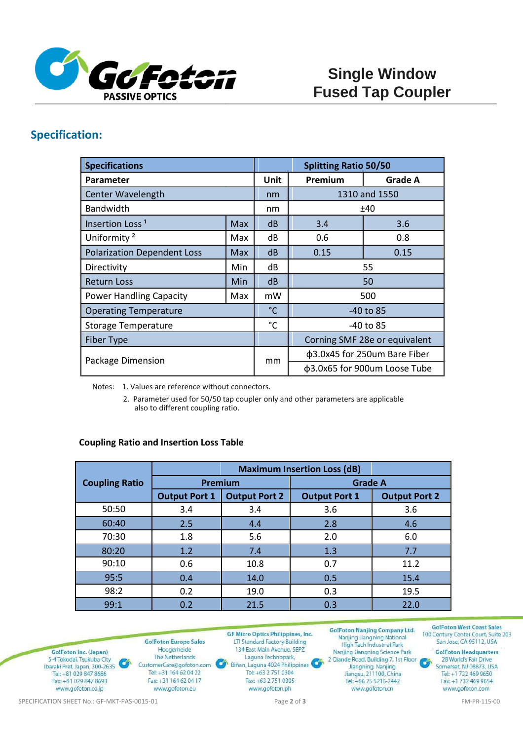# Single Window Fused Tap Coupler

## Specification:

| Specifications | | | Splitting Ratio 50/50 | |
|---|---|---|---|---|
| **Parameter** | | **Unit** | **Premium** | **Grade A** |
| Center Wavelength | | nm | 1310 and 1550 | |
| Bandwidth | | nm | ±40 | |
| Insertion Loss [1] | Max | dB | 3.4 | 3.6 |
| Uniformity [2] | Max | dB | 0.6 | 0.8 |
| Polarization Dependent Loss | Max | dB | 0.15 | 0.15 |
| Directivity | Min | dB | 55 | |
| Return Loss | Min | dB | 50 | |
| Power Handling Capacity | Max | mW | 500 | |
| Operating Temperature | | °C | -40 to 85 | |
| Storage Temperature | | °C | -40 to 85 | |
| Fiber Type | | | Corning SMF 28e or equivalent | |
| Package Dimension | | mm | ϕ3.0x45 for 250um Bare Fiber | |
| | | | ϕ3.0x65 for 900um Loose Tube | |

Notes: 1. Values are reference without connectors.

2. Parameter used for 50/50 tap coupler only and other parameters are applicable also to different coupling ratio.

**Coupling Ratio and Insertion Loss Table**

| Coupling Ratio | Maximum Insertion Loss (dB) | | | |
|---|---|---|---|---|
| | Premium | | Grade A | |
| | **Output Port 1** | **Output Port 2** | **Output Port 1** | **Output Port 2** |
| 50:50 | 3.4 | 3.4 | 3.6 | 3.6 |
| 60:40 | 2.5 | 4.4 | 2.8 | 4.6 |
| 70:30 | 1.8 | 5.6 | 2.0 | 6.0 |
| 80:20 | 1.2 | 7.4 | 1.3 | 7.7 |
| 90:10 | 0.6 | 10.8 | 0.7 | 11.2 |
| 95:5 | 0.4 | 14.0 | 0.5 | 15.4 |
| 98:2 | 0.2 | 19.0 | 0.3 | 19.5 |
| 99:1 | 0.2 | 21.5 | 0.3 | 22.0 |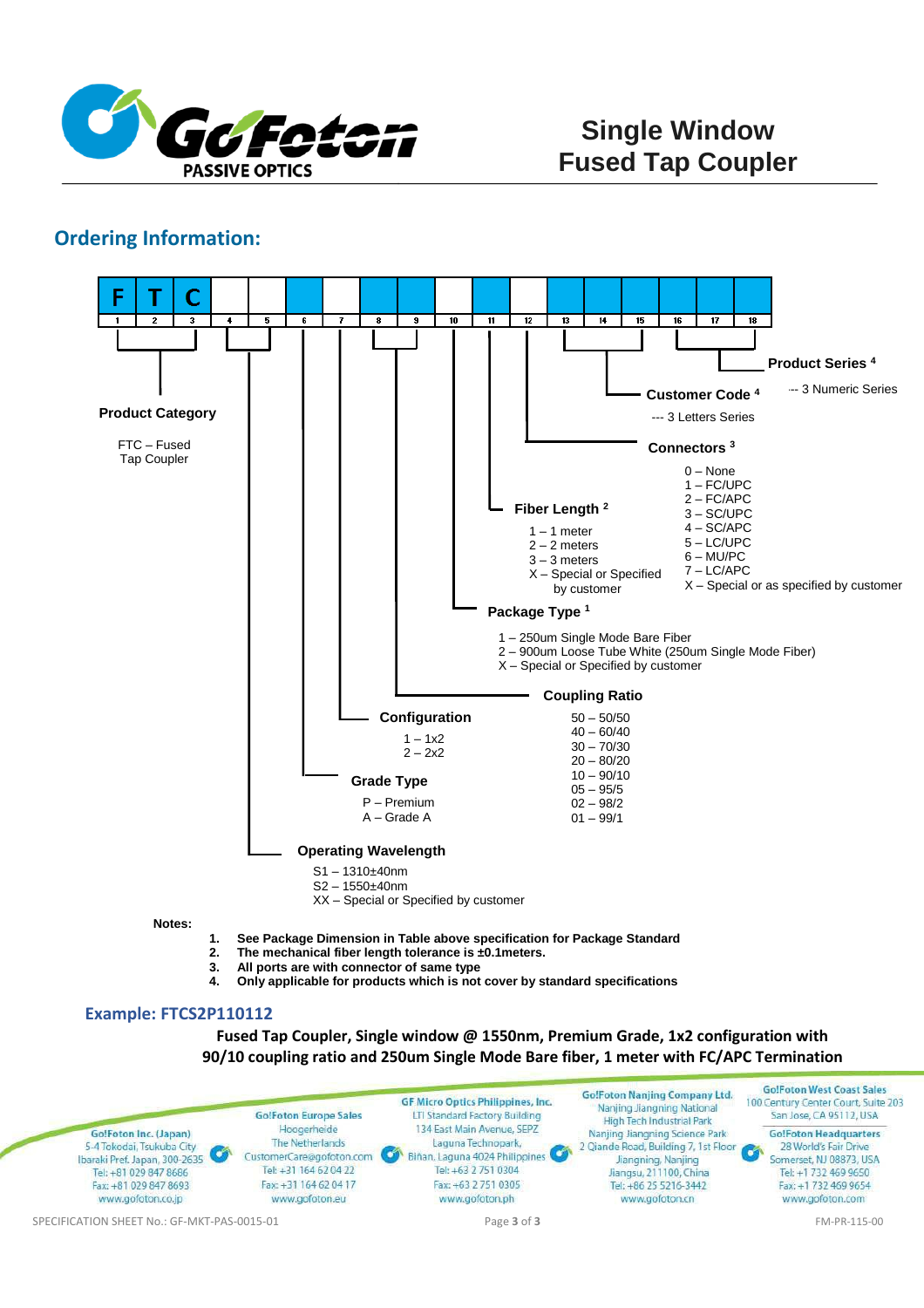# Single Window Fused Tap Coupler

## Ordering Information:

| F | T | C | | | | | | | | | | | | | | | |
|---|---|---|---|---|---|---|---|---|---|---|---|---|---|---|---|---|---|
| 1 | 2 | 3 | 4 | 5 | 6 | 7 | 8 | 9 | 10 | 11 | 12 | 13 | 14 | 15 | 16 | 17 | 18 |

**Product Category** (positions 1–3)

FTC – Fused Tap Coupler

**Operating Wavelength** (positions 4–5)

S1 – 1310±40nm
S2 – 1550±40nm
XX – Special or Specified by customer

**Grade Type** (position 6)

P – Premium
A – Grade A

**Configuration** (position 7)

1 – 1x2
2 – 2x2

**Coupling Ratio** (positions 8–9)

50 – 50/50
40 – 60/40
30 – 70/30
20 – 80/20
10 – 90/10
05 – 95/5
02 – 98/2
01 – 99/1

**Package Type [1]** (position 10)

1 – 250um Single Mode Bare Fiber
2 – 900um Loose Tube White (250um Single Mode Fiber)
X – Special or Specified by customer

**Fiber Length [2]** (position 11)

1 – 1 meter
2 – 2 meters
3 – 3 meters
X – Special or Specified by customer

**Connectors [3]** (position 12)

0 – None
1 – FC/UPC
2 – FC/APC
3 – SC/UPC
4 – SC/APC
5 – LC/UPC
6 – MU/PC
7 – LC/APC
X – Special or as specified by customer

**Customer Code [4]** (positions 13–15)

--- 3 Letters Series

**Product Series [4]** (positions 16–18)

--- 3 Numeric Series

**Notes:**

1. **See Package Dimension in Table above specification for Package Standard**
2. **The mechanical fiber length tolerance is ±0.1meters.**
3. **All ports are with connector of same type**
4. **Only applicable for products which is not cover by standard specifications**

### Example: FTCS2P110112

**Fused Tap Coupler, Single window @ 1550nm, Premium Grade, 1x2 configuration with 90/10 coupling ratio and 250um Single Mode Bare fiber, 1 meter with FC/APC Termination**

**Go!Foton Inc. (Japan)**
5-4 Tokodai, Tsukuba City
Ibaraki Pref. Japan, 300-2635
Tel: +81 029 847 8686
Fax: +81 029 847 8693
www.gofoton.co.jp

**Go!Foton Europe Sales**
Hoogerheide
The Netherlands
CustomerCare@gofoton.com
Tel: +31 164 62 04 22
Fax: +31 164 62 04 17
www.gofoton.eu

**GF Micro Optics Philippines, Inc.**
LTI Standard Factory Building
134 East Main Avenue, SEPZ
Laguna Technopark,
Biñan, Laguna 4024 Philippines
Tel: +63 2 751 0304
Fax: +63 2 751 0305
www.gofoton.ph

**Go!Foton Nanjing Company Ltd.**
Nanjing Jiangning National
High Tech Industrial Park
Nanjing Jiangning Science Park
2 Qiande Road, Building 7, 1st Floor
Jiangning, Nanjing
Jiangsu, 211100, China
Tel: +86 25 5216-3442
www.gofoton.cn

**Go!Foton West Coast Sales**
100 Century Center Court, Suite 203
San Jose, CA 95112, USA

**Go!Foton Headquarters**
28 World's Fair Drive
Somerset, NJ 08873, USA
Tel: +1 732 469 9650
Fax: +1 732 469 9654
www.gofoton.com

SPECIFICATION SHEET No.: GF-MKT-PAS-0015-01 FM-PR-115-00